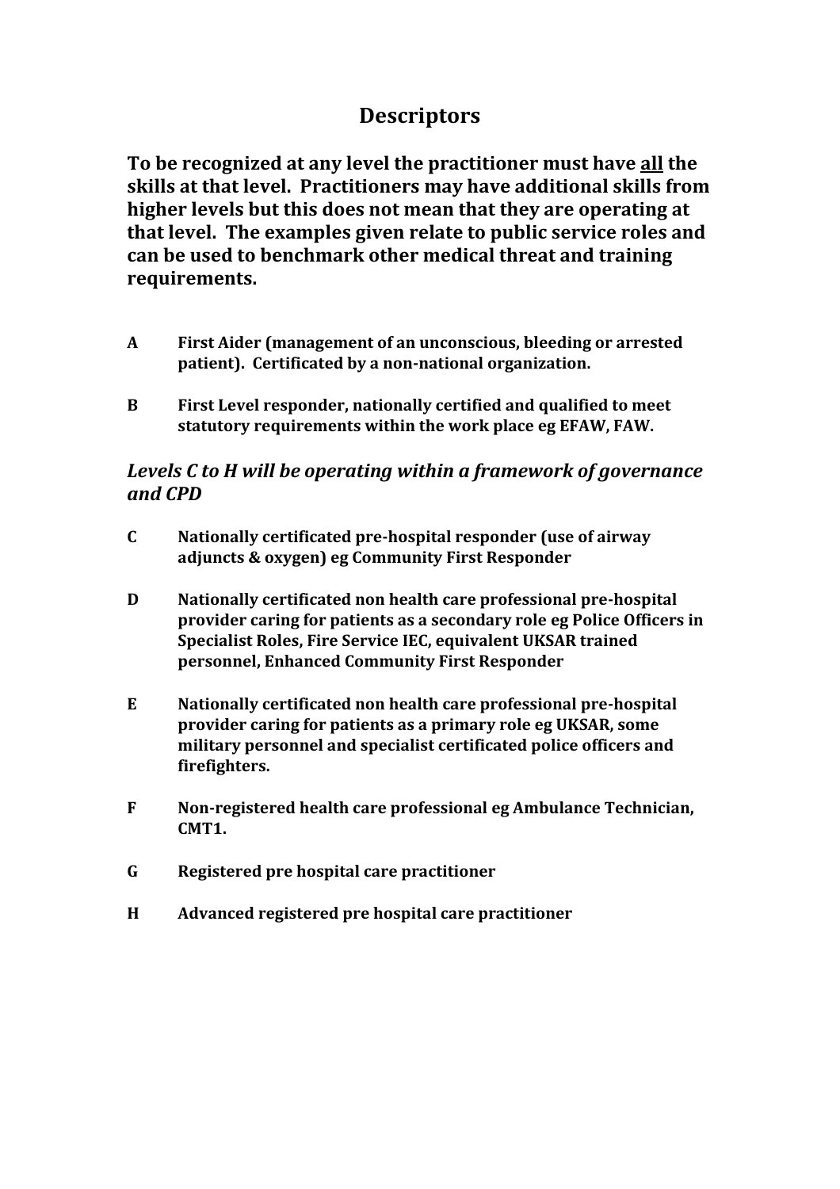# Descriptors

**To be recognized at any level the practitioner must have <u>all</u> the skills at that level. Practitioners may have additional skills from higher levels but this does not mean that they are operating at that level. The examples given relate to public service roles and can be used to benchmark other medical threat and training requirements.**

**A First Aider (management of an unconscious, bleeding or arrested patient). Certificated by a non-national organization.**

**B First Level responder, nationally certified and qualified to meet statutory requirements within the work place eg EFAW, FAW.**

***Levels C to H will be operating within a framework of governance and CPD***

**C Nationally certificated pre-hospital responder (use of airway adjuncts & oxygen) eg Community First Responder**

**D Nationally certificated non health care professional pre-hospital provider caring for patients as a secondary role eg Police Officers in Specialist Roles, Fire Service IEC, equivalent UKSAR trained personnel, Enhanced Community First Responder**

**E Nationally certificated non health care professional pre-hospital provider caring for patients as a primary role eg UKSAR, some military personnel and specialist certificated police officers and firefighters.**

**F Non-registered health care professional eg Ambulance Technician, CMT1.**

**G Registered pre hospital care practitioner**

**H Advanced registered pre hospital care practitioner**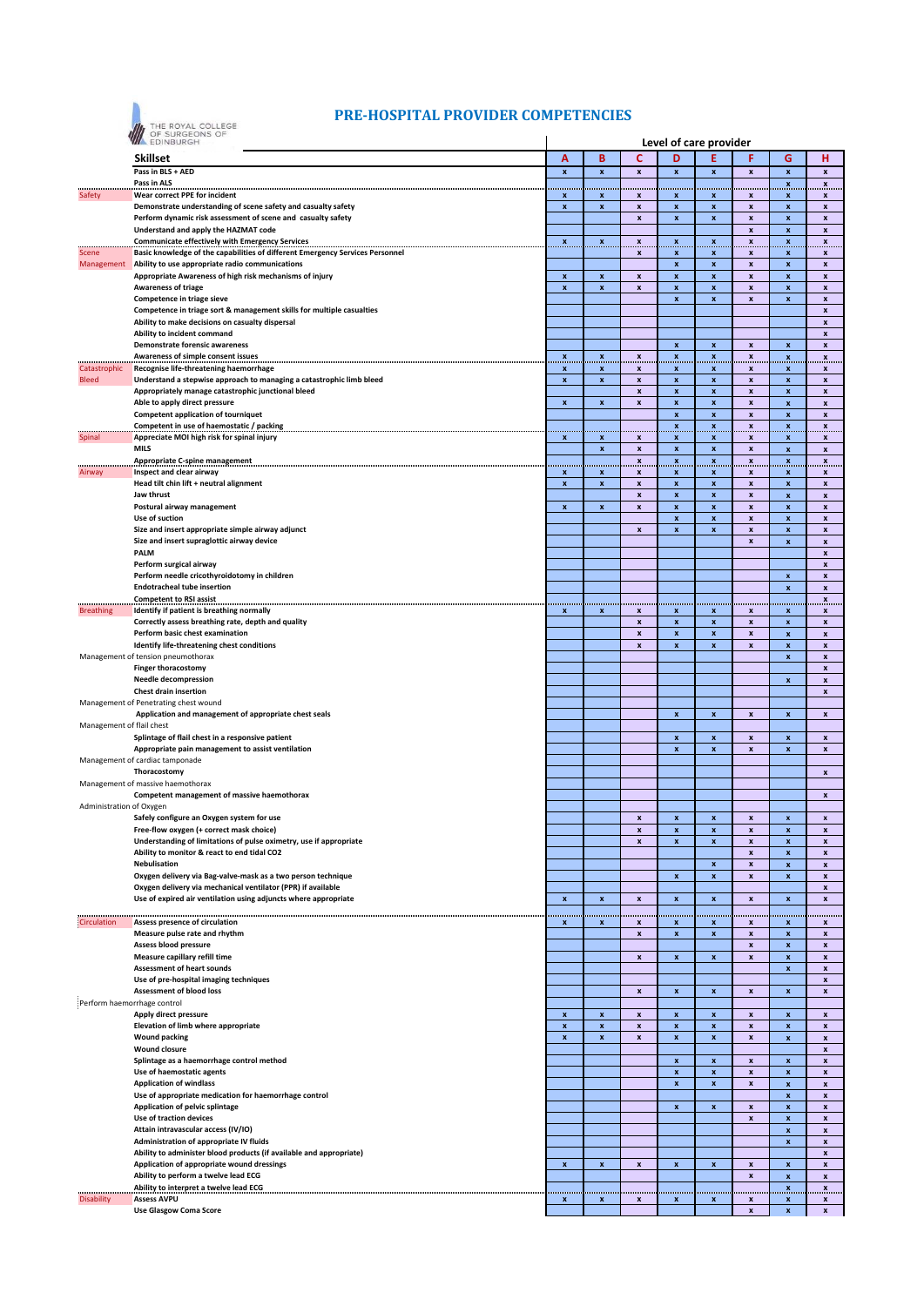# PRE-HOSPITAL PROVIDER COMPETENCIES

THE ROYAL COLLEGE OF SURGEONS OF EDINBURGH

| | Skillset | A | B | C | D | E | F | G | H |
|---|---|---|---|---|---|---|---|---|---|
| | | **Level of care provider** | | | | | | | |
| | Pass in BLS + AED | x | x | x | x | x | x | x | x |
| | Pass in ALS | | | | | | | x | x |
| Safety | Wear correct PPE for incident | x | x | x | x | x | x | x | x |
| | Demonstrate understanding of scene safety and casualty safety | x | x | x | x | x | x | x | x |
| | Perform dynamic risk assessment of scene and casualty safety | | | x | x | x | x | x | x |
| | Understand and apply the HAZMAT code | | | | | | x | x | x |
| | Communicate effectively with Emergency Services | x | x | x | x | x | x | x | x |
| Scene Management | Basic knowledge of the capabilities of different Emergency Services Personnel | | | x | x | x | x | x | x |
| | Ability to use appropriate radio communications | | | | x | x | x | x | x |
| | Appropriate Awareness of high risk mechanisms of injury | x | x | x | x | x | x | x | x |
| | Awareness of triage | x | x | x | x | x | x | x | x |
| | Competence in triage sieve | | | | x | x | x | x | x |
| | Competence in triage sort & management skills for multiple casualties | | | | | | | | x |
| | Ability to make decisions on casualty dispersal | | | | | | | | x |
| | Ability to incident command | | | | | | | | x |
| | Demonstrate forensic awareness | | | | x | x | x | x | x |
| | Awareness of simple consent issues | x | x | x | x | x | x | x | x |
| Catastrophic Bleed | Recognise life-threatening haemorrhage | x | x | x | x | x | x | x | x |
| | Understand a stepwise approach to managing a catastrophic limb bleed | x | x | x | x | x | x | x | x |
| | Appropriately manage catastrophic junctional bleed | | | x | x | x | x | x | x |
| | Able to apply direct pressure | x | x | x | x | x | x | x | x |
| | Competent application of tourniquet | | | | x | x | x | x | x |
| | Competent in use of haemostatic / packing | | | | x | x | x | x | x |
| Spinal | Appreciate MOI high risk for spinal injury | x | x | x | x | x | x | x | x |
| | MILS | | x | x | x | x | x | x | x |
| | Appropriate C-spine management | | | x | x | x | x | x | x |
| Airway | Inspect and clear airway | x | x | x | x | x | x | x | x |
| | Head tilt chin lift + neutral alignment | x | x | x | x | x | x | x | x |
| | Jaw thrust | | | x | x | x | x | x | x |
| | Postural airway management | x | x | x | x | x | x | x | x |
| | Use of suction | | | | x | x | x | x | x |
| | Size and insert appropriate simple airway adjunct | | | x | x | x | x | x | x |
| | Size and insert supraglottic airway device | | | | | | x | x | x |
| | PALM | | | | | | | | x |
| | Perform surgical airway | | | | | | | | x |
| | Perform needle cricothyroidotomy in children | | | | | | | x | x |
| | Endotracheal tube insertion | | | | | | | x | x |
| | Competent to RSI assist | | | | | | | | x |
| Breathing | Identify if patient is breathing normally | x | x | x | x | x | x | x | x |
| | Correctly assess breathing rate, depth and quality | | | x | x | x | x | x | x |
| | Perform basic chest examination | | | x | x | x | x | x | x |
| | Identify life-threatening chest conditions | | | x | x | x | x | x | x |
| Management of tension pneumothorax | | | | | | | | x | x |
| | Finger thoracostomy | | | | | | | | x |
| | Needle decompression | | | | | | | x | x |
| | Chest drain insertion | | | | | | | | x |
| Management of Penetrating chest wound | | | | | | | | | |
| | Application and management of appropriate chest seals | | | | x | x | x | x | x |
| Management of flail chest | | | | | | | | | |
| | Splintage of flail chest in a responsive patient | | | | x | x | x | x | x |
| | Appropriate pain management to assist ventilation | | | | x | x | x | x | x |
| Management of cardiac tamponade | | | | | | | | | |
| | Thoracostomy | | | | | | | | x |
| Management of massive haemothorax | | | | | | | | | |
| | Competent management of massive haemothorax | | | | | | | | x |
| Administration of Oxygen | | | | | | | | | |
| | Safely configure an Oxygen system for use | | | x | x | x | x | x | x |
| | Free-flow oxygen (+ correct mask choice) | | | x | x | x | x | x | x |
| | Understanding of limitations of pulse oximetry, use if appropriate | | | x | x | x | x | x | x |
| | Ability to monitor & react to end tidal CO2 | | | | | | x | x | x |
| | Nebulisation | | | | | x | x | x | x |
| | Oxygen delivery via Bag-valve-mask as a two person technique | | | | x | x | x | x | x |
| | Oxygen delivery via mechanical ventilator (PPR) if available | | | | | | | | x |
| | Use of expired air ventilation using adjuncts where appropriate | x | x | x | x | x | x | x | x |
| Circulation | Assess presence of circulation | x | x | x | x | x | x | x | x |
| | Measure pulse rate and rhythm | | | x | x | x | x | x | x |
| | Assess blood pressure | | | | | | x | x | x |
| | Measure capillary refill time | | | x | x | x | x | x | x |
| | Assessment of heart sounds | | | | | | | x | x |
| | Use of pre-hospital imaging techniques | | | | | | | | x |
| | Assessment of blood loss | | | x | x | x | x | x | x |
| Perform haemorrhage control | | | | | | | | | |
| | Apply direct pressure | x | x | x | x | x | x | x | x |
| | Elevation of limb where appropriate | x | x | x | x | x | x | x | x |
| | Wound packing | x | x | x | x | x | x | x | x |
| | Wound closure | | | | | | | | x |
| | Splintage as a haemorrhage control method | | | | x | x | x | x | x |
| | Use of haemostatic agents | | | | x | x | x | x | x |
| | Application of windlass | | | | x | x | x | x | x |
| | Use of appropriate medication for haemorrhage control | | | | | | | x | x |
| | Application of pelvic splintage | | | | x | x | x | x | x |
| | Use of traction devices | | | | | | x | x | x |
| | Attain intravascular access (IV/IO) | | | | | | | x | x |
| | Administration of appropriate IV fluids | | | | | | | x | x |
| | Ability to administer blood products (if available and appropriate) | | | | | | | | x |
| | Application of appropriate wound dressings | x | x | x | x | x | x | x | x |
| | Ability to perform a twelve lead ECG | | | | | | x | x | x |
| | Ability to interpret a twelve lead ECG | | | | | | | x | x |
| Disability | Assess AVPU | x | x | x | x | x | x | x | x |
| | Use Glasgow Coma Score | | | | | | x | x | x |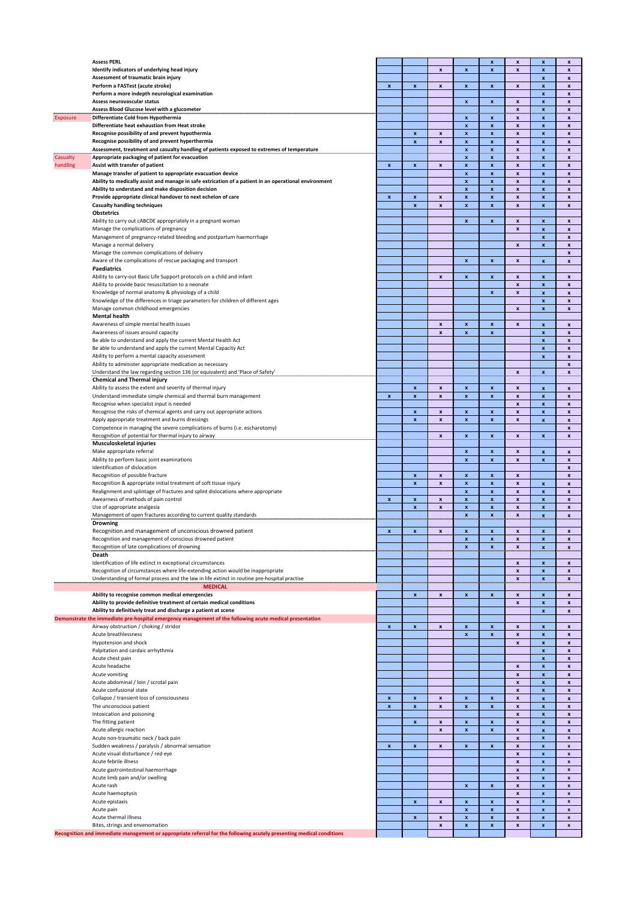| | | | | | | | | | |
|---|---|---|---|---|---|---|---|---|---|
| | **Assess PERL** | | | | | x | x | x | x |
| | **Identify indicators of underlying head injury** | | | x | x | x | x | x | x |
| | **Assessment of traumatic brain injury** | | | | | | | x | x |
| | **Perform a FASTest (acute stroke)** | x | x | x | x | x | x | x | x |
| | **Perform a more indepth neurological examination** | | | | | | | x | x |
| | **Assess neurovascular status** | | | | x | x | x | x | x |
| | **Assess Blood Glucose level with a glucometer** | | | | | | x | x | x |
| Exposure | **Differentiate Cold from Hypothermia** | | | | x | x | x | x | x |
| | **Differentiate heat exhaustion from Heat stroke** | | | | x | x | x | x | x |
| | **Recognise possibility of and prevent hypothermia** | | x | x | x | x | x | x | x |
| | **Recognise possibility of and prevent hyperthermia** | | x | x | x | x | x | x | x |
| | **Assessment, treatment and casualty handling of patients exposed to extremes of temperature** | | | | x | x | x | x | x |
| Casualty handling | **Appropriate packaging of patient for evacuation** | | | | x | x | x | x | x |
| | **Assist with transfer of patient** | x | x | x | x | x | x | x | x |
| | **Manage transfer of patient to appropriate evacuation device** | | | | x | x | x | x | x |
| | **Ability to medically assist and manage in safe extrication of a patient in an operational environment** | | | | x | x | x | x | x |
| | **Ability to understand and make disposition decision** | | | | x | x | x | x | x |
| | **Provide appropriate clinical handover to next echelon of care** | x | x | x | x | x | x | x | x |
| | **Casualty handling techniques** | | x | x | x | x | x | x | x |
| | **Obstetrics** | | | | | | | | |
| | Ability to carry out cABCDE appropriately in a pregnant woman | | | | x | x | x | x | x |
| | Manage the complications of pregnancy | | | | | | x | x | x |
| | Management of pregnancy-related bleeding and postpartum haemorrhage | | | | | | | x | x |
| | Manage a normal delivery | | | | | | x | x | x |
| | Manage the common complications of delivery | | | | | | | | x |
| | Aware of the complications of rescue packaging and transport | | | | x | x | x | x | x |
| | **Paediatrics** | | | | | | | | |
| | Ability to carry-out Basic Life Support protocols on a child and infant | | | x | x | x | x | x | x |
| | Ability to provide basic resuscitation to a neonate | | | | | | x | x | x |
| | Knowledge of normal anatomy & physiology of a child | | | | | x | x | x | x |
| | Knowledge of the differences in triage parameters for children of different ages | | | | | | | x | x |
| | Manage common childhood emergencies | | | | | | x | x | x |
| | **Mental health** | | | | | | | | |
| | Awareness of simple mental health issues | | | x | x | x | x | x | x |
| | Awareness of issues around capacity | | | x | x | x | | x | x |
| | Be able to understand and apply the current Mental Health Act | | | | | | | x | x |
| | Be able to understand and apply the current Mental Capacity Act | | | | | | | x | x |
| | Ability to perform a mental capacity assessment | | | | | | | x | x |
| | Ability to administer appropriate medication as necessary | | | | | | | | x |
| | Understand the law regarding section 136 (or equivalent) and 'Place of Safety' | | | | | | x | x | x |
| | **Chemical and Thermal injury** | | | | | | | | |
| | Ability to assess the extent and severity of thermal injury | | x | x | x | x | x | x | x |
| | Understand immediate simple chemical and thermal burn management | x | x | x | x | x | x | x | x |
| | Recognise when specialist input is needed | | | | | | x | x | x |
| | Recognise the risks of chemical agents and carry out appropriate actions | | x | x | x | x | x | x | x |
| | Apply appropriate treatment and burns dressings | | x | x | x | x | x | x | x |
| | Competence in managing the severe complications of burns (i.e. escharotomy) | | | | | | | | x |
| | Recognition of potential for thermal injury to airway | | | x | x | x | x | x | x |
| | **Musculoskeletal injuries** | | | | | | | | |
| | Make appropriate referral | | | | x | x | x | x | x |
| | Ability to perform basic joint examinations | | | | x | x | x | x | x |
| | Identification of dislocation | | | | | | | | x |
| | Recognition of possible fracture | | x | x | x | x | x | | x |
| | Recognition & appropriate initial treatment of soft tissue injury | | x | x | x | x | x | x | x |
| | Realignment and splintage of fractures and splint dislocations where appropriate | | | | x | x | x | x | x |
| | Awearness of methods of pain control | x | x | x | x | x | x | x | x |
| | Use of appropriate analgesia | | x | x | x | x | x | x | x |
| | Management of open fractures according to current quality standards | | | | x | x | x | x | x |
| | **Drowning** | | | | | | | | |
| | Recognition and management of unconscious drowned patient | x | x | x | x | x | x | x | x |
| | Recognition and management of conscious drowned patient | | | | x | x | x | x | x |
| | Recognition of late complications of drowning | | | | x | x | x | x | x |
| | **Death** | | | | | | | | |
| | Identification of life extinct in exceptional circumstances | | | | | | x | x | x |
| | Recognition of circumstances where life-extending action would be inappropriate | | | | | | x | x | x |
| | Understanding of formal process and the law in life extinct in routine pre-hospital practise | | | | | | x | x | x |
| | **MEDICAL** | | | | | | | | |
| | **Ability to recognise common medical emergencies** | | x | x | x | x | x | x | x |
| | **Ability to provide definitive treatment of certain medical conditions** | | | | | | x | x | x |
| | **Ability to definitively treat and discharge a patient at scene** | | | | | | | x | x |
| **Demonstrate the immediate pre-hospital emergency management of the following acute medical presentation** | | | | | | | | | |
| | Airway obstruction / choking / stridor | x | x | x | x | x | x | x | x |
| | Acute breathlessness | | | | x | x | x | x | x |
| | Hypotension and shock | | | | | | x | x | x |
| | Palpitation and cardiac arrhythmia | | | | | | | x | x |
| | Acute chest pain | | | | | | | x | x |
| | Acute headache | | | | | | x | x | x |
| | Acute vomiting | | | | | | x | x | x |
| | Acute abdominal / loin / scrotal pain | | | | | | x | x | x |
| | Acute confusional state | | | | | | x | x | x |
| | Collapse / transient loss of consciousness | x | x | x | x | x | x | x | x |
| | The unconscious patient | x | x | x | x | x | x | x | x |
| | Intoxication and poisoning | | | | | | x | x | x |
| | The fitting patient | | x | x | x | x | x | x | x |
| | Acute allergic reaction | | | x | x | x | x | x | x |
| | Acute non-traumatic neck / back pain | | | | | | x | x | x |
| | Sudden weakness / paralysis / abnormal sensation | x | x | x | x | x | x | x | x |
| | Acute visual disturbance / red eye | | | | | | x | x | x |
| | Acute febrile illness | | | | | | x | x | x |
| | Acute gastrointestinal haemorrhage | | | | | | x | x | x |
| | Acute limb pain and/or swelling | | | | | | x | x | x |
| | Acute rash | | | | x | x | x | x | x |
| | Acute haemoptysis | | | | | | x | x | x |
| | Acute epistaxis | | x | x | x | x | x | x | x |
| | Acute pain | | | | x | x | x | x | x |
| | Acute thermal illness | | x | x | x | x | x | x | x |
| | Bites, strings and envenomation | | | x | x | x | x | x | x |
| **Recognition and immediate management or appropriate referral for the following acutely presenting medical conditions** | | | | | | | | | |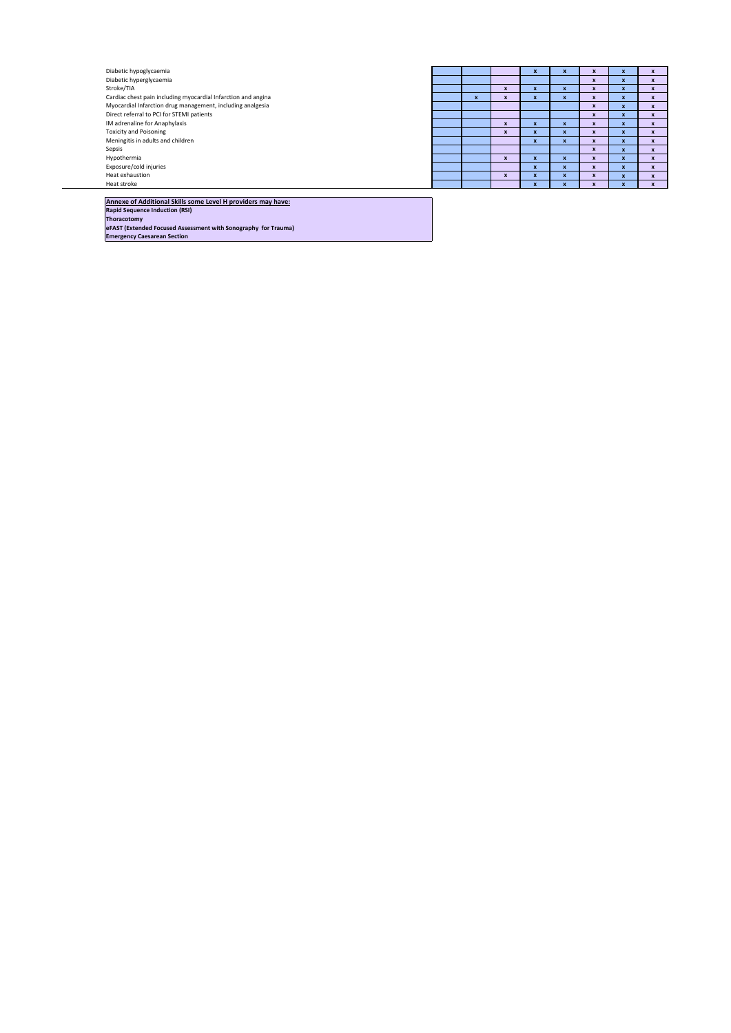| | | | | | | | | |
|---|---|---|---|---|---|---|---|---|
| Diabetic hypoglycaemia | | | | x | x | x | x | x |
| Diabetic hyperglycaemia | | | | | | x | x | x |
| Stroke/TIA | | | x | x | x | x | x | x |
| Cardiac chest pain including myocardial Infarction and angina | | x | x | x | x | x | x | x |
| Myocardial Infarction drug management, including analgesia | | | | | | x | x | x |
| Direct referral to PCI for STEMI patients | | | | | | x | x | x |
| IM adrenaline for Anaphylaxis | | | x | x | x | x | x | x |
| Toxicity and Poisoning | | | x | x | x | x | x | x |
| Meningitis in adults and children | | | | x | x | x | x | x |
| Sepsis | | | | | | x | x | x |
| Hypothermia | | | x | x | x | x | x | x |
| Exposure/cold injuries | | | | x | x | x | x | x |
| Heat exhaustion | | | x | x | x | x | x | x |
| Heat stroke | | | | x | x | x | x | x |

**Annexe of Additional Skills some Level H providers may have:**

**Rapid Sequence Induction (RSI)**

**Thoracotomy**

**eFAST (Extended Focused Assessment with Sonography for Trauma)**

**Emergency Caesarean Section**